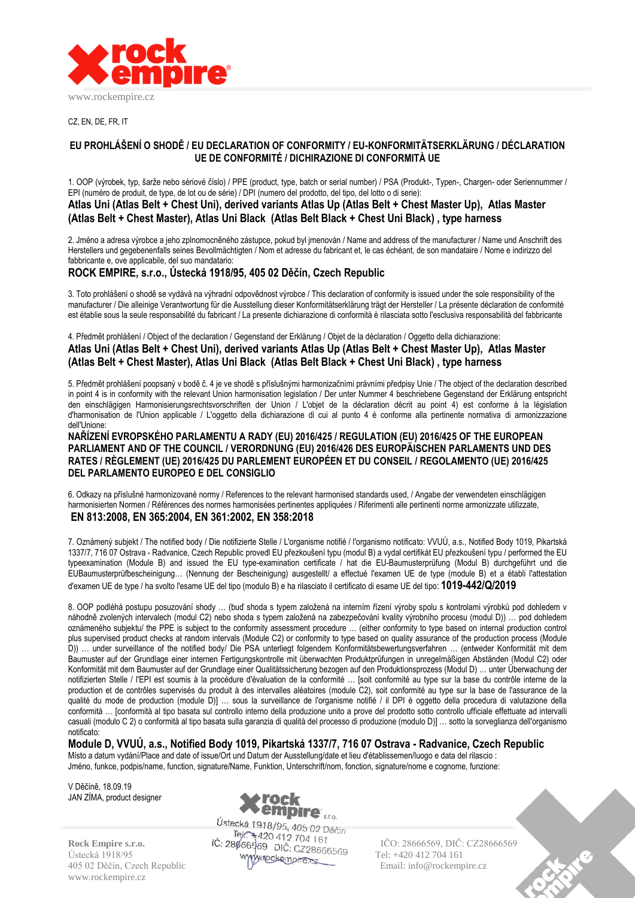CZ, EN, DE, FR, IT

## EU PROHLÁŠENÍ O SHODĚ / EU DECLARATION OF CONFORMITY / EU-KONFORMITÄTSERKLÄRUNG / DÉCLARATION UE DE CONFORMITÉ / DICHIRAZIONE DI CONFORMITÀ UE

1. OOP (výrobek, typ, šarže nebo sériové číslo) / PPE (product, type, batch or serial number) / PSA (Produkt-, Typen-, Chargen- oder Seriennummer / EPI (numéro de produit, de type, de lot ou de série) / DPI (numero del prodotto, del tipo, del lotto o di serie):

**Atlas Uni (Atlas Belt + Chest Uni), derived variants Atlas Up (Atlas Belt + Chest Master Up), Atlas Master (Atlas Belt + Chest Master), Atlas Uni Black (Atlas Belt Black + Chest Uni Black) , type harness**

2. Jméno a adresa výrobce a jeho zplnomocněného zástupce, pokud byl jmenován / Name and address of the manufacturer / Name und Anschrift des Herstellers und gegebenenfalls seines Bevollmächtigten / Nom et adresse du fabricant et, le cas échéant, de son mandataire / Nome e indirizzo del fabbricante e, ove applicabile, del suo mandatario:

**ROCK EMPIRE, s.r.o., Ústecká 1918/95, 405 02 Děčín, Czech Republic**

3. Toto prohlášení o shodě se vydává na výhradní odpovědnost výrobce / This declaration of conformity is issued under the sole responsibility of the manufacturer / Die alleinige Verantwortung für die Ausstellung dieser Konformitätserklärung trägt der Hersteller / La présente déclaration de conformité est établie sous la seule responsabilité du fabricant / La presente dichiarazione di conformità è rilasciata sotto l'esclusiva responsabilità del fabbricante

4. Předmět prohlášení / Object of the declaration / Gegenstand der Erklärung / Objet de la déclaration / Oggetto della dichiarazione:

**Atlas Uni (Atlas Belt + Chest Uni), derived variants Atlas Up (Atlas Belt + Chest Master Up), Atlas Master (Atlas Belt + Chest Master), Atlas Uni Black (Atlas Belt Black + Chest Uni Black) , type harness**

5. Předmět prohlášení popsaný v bodě č. 4 je ve shodě s příslušnými harmonizačními právními předpisy Unie / The object of the declaration described in point 4 is in conformity with the relevant Union harmonisation legislation / Der unter Nummer 4 beschriebene Gegenstand der Erklärung entspricht den einschlägigen Harmonisierungsrechtsvorschriften der Union / L'objet de la déclaration décrit au point 4) est conforme à la législation d'harmonisation de l'Union applicable / L'oggetto della dichiarazione di cui al punto 4 è conforme alla pertinente normativa di armonizzazione dell'Unione:

**NAŘÍZENÍ EVROPSKÉHO PARLAMENTU A RADY (EU) 2016/425 / REGULATION (EU) 2016/425 OF THE EUROPEAN PARLIAMENT AND OF THE COUNCIL / VERORDNUNG (EU) 2016/426 DES EUROPÄISCHEN PARLAMENTS UND DES RATES / RÈGLEMENT (UE) 2016/425 DU PARLEMENT EUROPÉEN ET DU CONSEIL / REGOLAMENTO (UE) 2016/425 DEL PARLAMENTO EUROPEO E DEL CONSIGLIO**

6. Odkazy na příslušné harmonizované normy / References to the relevant harmonised standards used, / Angabe der verwendeten einschlägigen harmonisierten Normen / Références des normes harmonisées pertinentes appliquées / Riferimenti alle pertinenti norme armonizzate utilizzate,

**EN 813:2008, EN 365:2004, EN 361:2002, EN 358:2018**

7. Oznámený subjekt / The notified body / Die notifizierte Stelle / L'organisme notifié / l'organismo notificato: VVUÚ, a.s., Notified Body 1019, Pikartská 1337/7, 716 07 Ostrava - Radvanice, Czech Republic provedl EU přezkoušení typu (modul B) a vydal certifikát EU přezkoušení typu / performed the EU typeexamination (Module B) and issued the EU type-examination certificate / hat die EU-Baumusterprüfung (Modul B) durchgeführt und die EUBaumusterprüfbescheinigung… (Nennung der Bescheinigung) ausgestellt/ a effectué l'examen UE de type (module B) et a établi l'attestation d'examen UE de type / ha svolto l'esame UE del tipo (modulo B) e ha rilasciato il certificato di esame UE del tipo: **1019-442/Q/2019**

8. OOP podléhá postupu posuzování shody … (buď shoda s typem založená na interním řízení výroby spolu s kontrolami výrobků pod dohledem v náhodně zvolených intervalech (modul C2) nebo shoda s typem založená na zabezpečování kvality výrobního procesu (modul D)) … pod dohledem oznámeného subjektu/ the PPE is subject to the conformity assessment procedure … (either conformity to type based on internal production control plus supervised product checks at random intervals (Module C2) or conformity to type based on quality assurance of the production process (Module D)) … under surveillance of the notified body/ Die PSA unterliegt folgendem Konformitätsbewertungsverfahren … (entweder Konformität mit dem Baumuster auf der Grundlage einer internen Fertigungskontrolle mit überwachten Produktprüfungen in unregelmäßigen Abständen (Modul C2) oder Konformität mit dem Baumuster auf der Grundlage einer Qualitätssicherung bezogen auf den Produktionsprozess (Modul D) … unter Überwachung der notifizierten Stelle / l'EPI est soumis à la procédure d'évaluation de la conformité … [soit conformité au type sur la base du contrôle interne de la production et de contrôles supervisés du produit à des intervalles aléatoires (module C2), soit conformité au type sur la base de l'assurance de la qualité du mode de production (module D)] … sous la surveillance de l'organisme notifié / il DPI è oggetto della procedura di valutazione della conformità … [conformità al tipo basata sul controllo interno della produzione unito a prove del prodotto sotto controllo ufficiale effettuate ad intervalli casuali (modulo C 2) o conformità al tipo basata sulla garanzia di qualità del processo di produzione (modulo D)] … sotto la sorveglianza dell'organismo notificato:

**Module D, VVUÚ, a.s., Notified Body 1019, Pikartská 1337/7, 716 07 Ostrava - Radvanice, Czech Republic**

Místo a datum vydání/Place and date of issue/Ort und Datum der Ausstellung/date et lieu d'établissemen/luogo e data del rilascio :
Jméno, funkce, podpis/name, function, signature/Name, Funktion, Unterschrift/nom, fonction, signature/nome e cognome, funzione:

V Děčíně, 18.09.19
JAN ZÍMA, product designer

Rock Empire s.r.o., Ústecká 1918/95, 405 02 Děčín, Tel: +420 412 704 161, IČ: 28666569 DIČ: CZ28666569, www.rockempire.cz

**Rock Empire s.r.o.**
Ústecká 1918/95
405 02 Děčín, Czech Republic
www.rockempire.cz

IČO: 28666569, DIČ: CZ28666569
Tel: +420 412 704 161
Email: info@rockempire.cz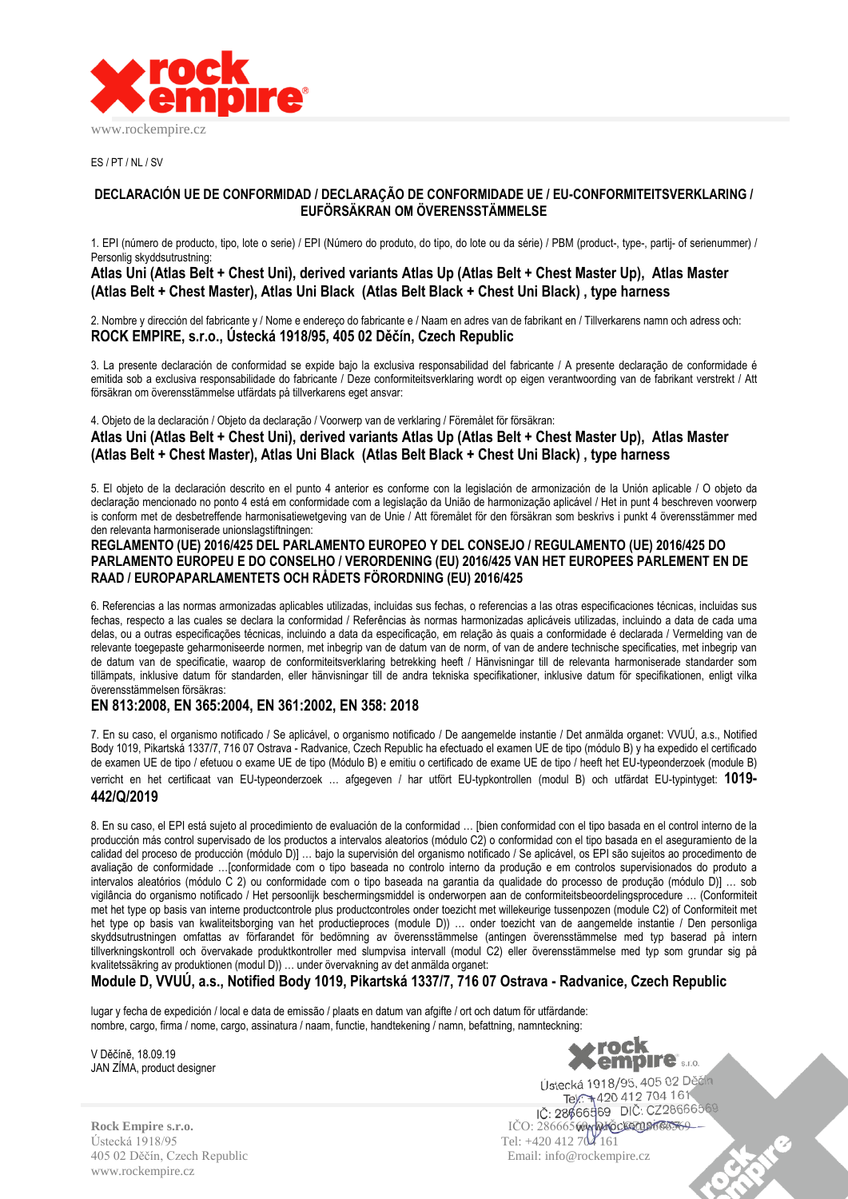www.rockempire.cz

ES / PT / NL / SV

## DECLARACIÓN UE DE CONFORMIDAD / DECLARAÇÃO DE CONFORMIDADE UE / EU-CONFORMITEITSVERKLARING / EUFÖRSÄKRAN OM ÖVERENSSTÄMMELSE

1. EPI (número de producto, tipo, lote o serie) / EPI (Número do produto, do tipo, do lote ou da série) / PBM (product-, type-, partij- of serienummer) / Personlig skyddsutrustning:

**Atlas Uni (Atlas Belt + Chest Uni), derived variants Atlas Up (Atlas Belt + Chest Master Up), Atlas Master (Atlas Belt + Chest Master), Atlas Uni Black (Atlas Belt Black + Chest Uni Black) , type harness**

2. Nombre y dirección del fabricante y / Nome e endereço do fabricante e / Naam en adres van de fabrikant en / Tillverkarens namn och adress och:
**ROCK EMPIRE, s.r.o., Ústecká 1918/95, 405 02 Děčín, Czech Republic**

3. La presente declaración de conformidad se expide bajo la exclusiva responsabilidad del fabricante / A presente declaração de conformidade é emitida sob a exclusiva responsabilidade do fabricante / Deze conformiteitsverklaring wordt op eigen verantwoording van de fabrikant verstrekt / Att försäkran om överensstämmelse utfärdats på tillverkarens eget ansvar:

4. Objeto de la declaración / Objeto da declaração / Voorwerp van de verklaring / Föremålet för försäkran:
**Atlas Uni (Atlas Belt + Chest Uni), derived variants Atlas Up (Atlas Belt + Chest Master Up), Atlas Master (Atlas Belt + Chest Master), Atlas Uni Black (Atlas Belt Black + Chest Uni Black) , type harness**

5. El objeto de la declaración descrito en el punto 4 anterior es conforme con la legislación de armonización de la Unión aplicable / O objeto da declaração mencionado no ponto 4 está em conformidade com a legislação da União de harmonização aplicável / Het in punt 4 beschreven voorwerp is conform met de desbetreffende harmonisatiewetgeving van de Unie / Att föremålet för den försäkran som beskrivs i punkt 4 överensstämmer med den relevanta harmoniserade unionslagstiftningen:
**REGLAMENTO (UE) 2016/425 DEL PARLAMENTO EUROPEO Y DEL CONSEJO / REGULAMENTO (UE) 2016/425 DO PARLAMENTO EUROPEU E DO CONSELHO / VERORDENING (EU) 2016/425 VAN HET EUROPEES PARLEMENT EN DE RAAD / EUROPAPARLAMENTETS OCH RÅDETS FÖRORDNING (EU) 2016/425**

6. Referencias a las normas armonizadas aplicables utilizadas, incluidas sus fechas, o referencias a las otras especificaciones técnicas, incluidas sus fechas, respecto a las cuales se declara la conformidad / Referências às normas harmonizadas aplicáveis utilizadas, incluindo a data de cada uma delas, ou a outras especificações técnicas, incluindo a data da especificação, em relação às quais a conformidade é declarada / Vermelding van de relevante toegepaste geharmoniseerde normen, met inbegrip van de datum van de norm, of van de andere technische specificaties, met inbegrip van de datum van de specificatie, waarop de conformiteitsverklaring betrekking heeft / Hänvisningar till de relevanta harmoniserade standarder som tillämpats, inklusive datum för standarden, eller hänvisningar till de andra tekniska specifikationer, inklusive datum för specifikationen, enligt vilka överensstämmelsen försäkras:
**EN 813:2008, EN 365:2004, EN 361:2002, EN 358: 2018**

7. En su caso, el organismo notificado / Se aplicável, o organismo notificado / De aangemelde instantie / Det anmälda organet: VVUÚ, a.s., Notified Body 1019, Pikartská 1337/7, 716 07 Ostrava - Radvanice, Czech Republic ha efectuado el examen UE de tipo (módulo B) y ha expedido el certificado de examen UE de tipo / efetuou o exame UE de tipo (Módulo B) e emitiu o certificado de exame UE de tipo / heeft het EU-typeonderzoek (module B) verricht en het certificaat van EU-typeonderzoek … afgegeven / har utfört EU-typkontrollen (modul B) och utfärdat EU-typintyget: **1019-442/Q/2019**

8. En su caso, el EPI está sujeto al procedimiento de evaluación de la conformidad … [bien conformidad con el tipo basada en el control interno de la producción más control supervisado de los productos a intervalos aleatorios (módulo C2) o conformidad con el tipo basada en el aseguramiento de la calidad del proceso de producción (módulo D)] … bajo la supervisión del organismo notificado / Se aplicável, os EPI são sujeitos ao procedimento de avaliação de conformidade …[conformidade com o tipo baseada no controlo interno da produção e em controlos supervisionados do produto a intervalos aleatórios (módulo C 2) ou conformidade com o tipo baseada na garantia da qualidade do processo de produção (módulo D)] … sob vigilância do organismo notificado / Het persoonlijk beschermingsmiddel is onderworpen aan de conformiteitsbeoordelingsprocedure … (Conformiteit met het type op basis van interne productcontrole plus productcontroles onder toezicht met willekeurige tussenpozen (module C2) of Conformiteit met het type op basis van kwaliteitsborging van het productieproces (module D)) … onder toezicht van de aangemelde instantie / Den personliga skyddsutrustningen omfattas av förfarandet för bedömning av överensstämmelse (antingen överensstämmelse med typ baserad på intern tillverkningskontroll och övervakade produktkontroller med slumpvisa intervall (modul C2) eller överensstämmelse med typ som grundar sig på kvalitetssäkring av produktionen (modul D)) … under övervakning av det anmälda organet:
**Module D, VVUÚ, a.s., Notified Body 1019, Pikartská 1337/7, 716 07 Ostrava - Radvanice, Czech Republic**

lugar y fecha de expedición / local e data de emissão / plaats en datum van afgifte / ort och datum för utfärdande:
nombre, cargo, firma / nome, cargo, assinatura / naam, functie, handtekening / namn, befattning, namnteckning:

V Děčíně, 18.09.19
JAN ZÍMA, product designer

rock empire s.r.o.
Ústecká 1918/95, 405 02 Děčín
Tel.: +420 412 704 161
IČ: 28666569 DIČ: CZ28666569

**Rock Empire s.r.o.**
Ústecká 1918/95
405 02 Děčín, Czech Republic
www.rockempire.cz

IČO: 28666569, DIČ: CZ28666569
Tel: +420 412 704 161
Email: info@rockempire.cz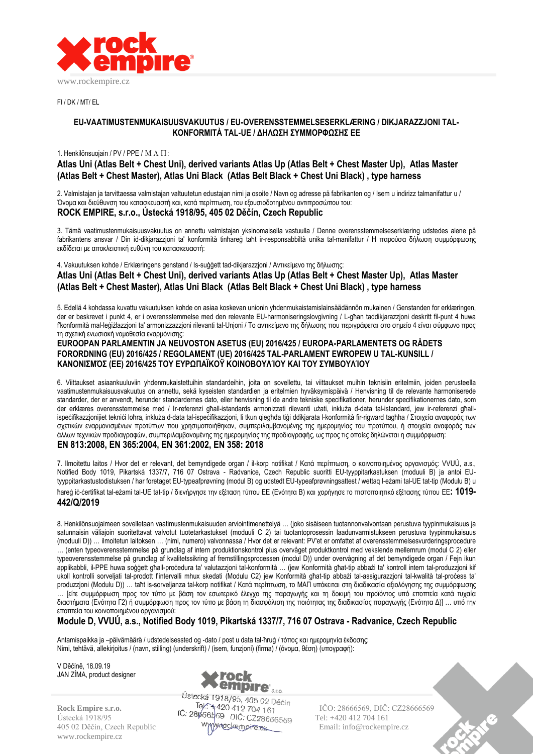FI / DK / MT/ EL

## EU-VAATIMUSTENMUKAISUUSVAKUUTUS / EU-OVERENSSTEMMELSESERKLÆRING / DIKJARAZZJONI TAL-KONFORMITÀ TAL-UE / ΔΗΛΩΣΗ ΣΥΜΜΟΡΦΩΣΗΣ ΕΕ

1. Henkilönsuojain / PV / PPE / ΜΑΠ:

**Atlas Uni (Atlas Belt + Chest Uni), derived variants Atlas Up (Atlas Belt + Chest Master Up), Atlas Master (Atlas Belt + Chest Master), Atlas Uni Black (Atlas Belt Black + Chest Uni Black) , type harness**

2. Valmistajan ja tarvittaessa valmistajan valtuutetun edustajan nimi ja osoite / Navn og adresse på fabrikanten og / Isem u indirizz talmanifattur u / Όνομα και διεύθυνση του κατασκευαστή και, κατά περίπτωση, του εξουσιοδοτημένου αντιπροσώπου του:

**ROCK EMPIRE, s.r.o., Ústecká 1918/95, 405 02 Děčín, Czech Republic**

3. Tämä vaatimustenmukaisuusvakuutus on annettu valmistajan yksinomaisella vastuulla / Denne overensstemmelseserklæring udstedes alene på fabrikantens ansvar / Din id-dikjarazzjoni ta' konformità tinħareġ taħt ir-responsabbiltà unika tal-manifattur / Η παρούσα δήλωση συμμόρφωσης εκδίδεται με αποκλειστική ευθύνη του κατασκευαστή:

4. Vakuutuksen kohde / Erklæringens genstand / Is-suġġett tad-dikjarazzjoni / Αντικείμενο της δήλωσης:

**Atlas Uni (Atlas Belt + Chest Uni), derived variants Atlas Up (Atlas Belt + Chest Master Up), Atlas Master (Atlas Belt + Chest Master), Atlas Uni Black (Atlas Belt Black + Chest Uni Black) , type harness**

5. Edellä 4 kohdassa kuvattu vakuutuksen kohde on asiaa koskevan unionin yhdenmukaistamislainsäädännön mukainen / Genstanden for erklæringen, der er beskrevet i punkt 4, er i overensstemmelse med den relevante EU-harmoniseringslovgivning / L-għan taddikjarazzjoni deskritt fil-punt 4 huwa f'konformità mal-leġiżlazzjoni ta' armonizzazzjoni rilevanti tal-Unjoni / Το αντικείμενο της δήλωσης που περιγράφεται στο σημείο 4 είναι σύμφωνο προς τη σχετική ενωσιακή νομοθεσία εναρμόνισης:

**EUROOPAN PARLAMENTIN JA NEUVOSTON ASETUS (EU) 2016/425 / EUROPA-PARLAMENTETS OG RÅDETS FORORDNING (EU) 2016/425 / REGOLAMENT (UE) 2016/425 TAL-PARLAMENT EWROPEW U TAL-KUNSILL / ΚΑΝΟΝΙΣΜΌΣ (ΕΕ) 2016/425 ΤΟΥ ΕΥΡΩΠΑΪΚΟΎ ΚΟΙΝΟΒΟΥΛΊΟΥ ΚΑΙ ΤΟΥ ΣΥΜΒΟΥΛΊΟΥ**

6. Viittaukset asiaankuuluviin yhdenmukaistettuihin standardeihin, joita on sovellettu, tai viittaukset muihin teknisiin eritelmiin, joiden perusteella vaatimustenmukaisuusvakuutus on annettu, sekä kyseisten standardien ja eritelmien hyväksymispäivä / Henvisning til de relevante harmoniserede standarder, der er anvendt, herunder standardernes dato, eller henvisning til de andre tekniske specifikationer, herunder specifikationernes dato, som der erklæres overensstemmelse med / Ir-referenzi għall-istandards armonizzati rilevanti użati, inkluża d-data tal-istandard, jew ir-referenzi għall-ispeċifikazzjonijiet tekniċi l-oħra, inkluża d-data tal-ispeċifikazzjoni, li tkun qiegħda tiġi ddikjarata l-konformità fir-rigward tagħha / Στοιχεία αναφοράς των σχετικών εναρμονισμένων προτύπων που χρησιμοποιήθηκαν, συμπεριλαμβανομένης της ημερομηνίας του προτύπου, ή στοιχεία αναφοράς των άλλων τεχνικών προδιαγραφών, συμπεριλαμβανομένης της ημερομηνίας της προδιαγραφής, ως προς τις οποίες δηλώνεται η συμμόρφωση:

**EN 813:2008, EN 365:2004, EN 361:2002, EN 358: 2018**

7. Ilmoitettu laitos / Hvor det er relevant, det bemyndigede organ / il-korp notifikat / Κατά περίπτωση, ο κοινοποιημένος οργανισμός: VVUÚ, a.s., Notified Body 1019, Pikartská 1337/7, 716 07 Ostrava - Radvanice, Czech Republic suoritti EU-tyyppitarkastuksen (moduuli B) ja antoi EU-tyyppitarkastustodistuksen / har foretaget EU-typeafprøvning (modul B) og udstedt EU-typeafprøvningsattest / wettaq l-eżami tal-UE tat-tip (Modulu B) u ħareġ iċ-ċertifikat tal-eżami tal-UE tat-tip / διενήργησε την εξέταση τύπου ΕΕ (Ενότητα Β) και χορήγησε το πιστοποιητικό εξέτασης τύπου ΕΕ**: 1019-442/Q/2019**

8. Henkilönsuojaimeen sovelletaan vaatimustenmukaisuuden arviointimenettelyä … (joko sisäiseen tuotannonvalvontaan perustuva tyypinmukaisuus ja satunnaisin väliajoin suoritettavat valvotut tuotetarkastukset (moduuli C 2) tai tuotantoprosessin laadunvarmistukseen perustuva tyypinmukaisuus (moduuli D)) … ilmoitetun laitoksen … (nimi, numero) valvonnassa / Hvor det er relevant: PV'et er omfattet af overensstemmelsesvurderingsprocedure … (enten typeoverensstemmelse på grundlag af intern produktionskontrol plus overvåget produktkontrol med vekslende mellemrum (modul C 2) eller typeoverensstemmelse på grundlag af kvalitetssikring af fremstillingsprocessen (modul D)) under overvågning af det bemyndigede organ / Fejn ikun applikabbli, il-PPE huwa soġġett għall-proċedura ta' valutazzjoni tal-konformità … (jew Konformità għat-tip abbażi ta' kontroll intern tal-produzzjoni kif ukoll kontrolli sorveljati tal-prodott f'intervalli mhux skedati (Modulu C2) jew Konformità għat-tip abbażi tal-assigurazzjoni tal-kwalità tal-proċess ta' produzzjoni (Modulu D)) … taħt is-sorveljanza tal-korp notifikat / Κατά περίπτωση, το ΜΑΠ υπόκειται στη διαδικασία αξιολόγησης της συμμόρφωσης … [είτε συμμόρφωση προς τον τύπο με βάση τον εσωτερικό έλεγχο της παραγωγής και τη δοκιμή του προϊόντος υπό εποπτεία κατά τυχαία διαστήματα (Ενότητα Γ2) ή συμμόρφωση προς τον τύπο με βάση τη διασφάλιση της ποιότητας της διαδικασίας παραγωγής (Ενότητα Δ)] … υπό την εποπτεία του κοινοποιημένου οργανισμού:

**Module D, VVUÚ, a.s., Notified Body 1019, Pikartská 1337/7, 716 07 Ostrava - Radvanice, Czech Republic**

Antamispaikka ja –päivämäärä / udstedelsessted og -dato / post u data tal-ħruġ / τόπος και ημερομηνία έκδοσης:
Nimi, tehtävä, allekirjoitus / (navn, stilling) (underskrift) / (isem, funzjoni) (firma) / (όνομα, θέση) (υπογραφή):

V Děčíně, 18.09.19
JAN ZÍMA, product designer

Rock Empire s.r.o.
Ústecká 1918/95
405 02 Děčín, Czech Republic
www.rockempire.cz

IČO: 28666569, DIČ: CZ28666569
Tel: +420 412 704 161
Email: info@rockempire.cz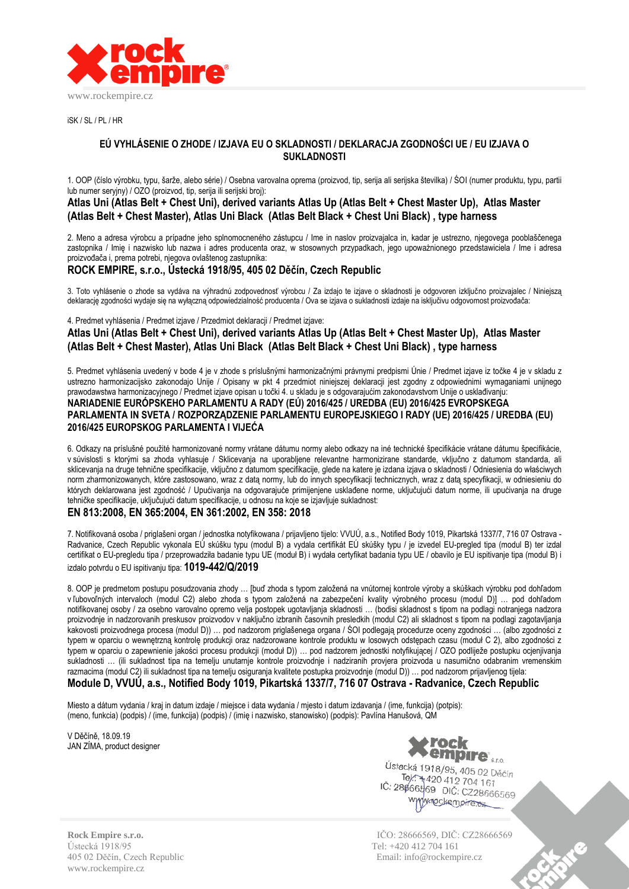iSK / SL / PL / HR

## EÚ VYHLÁSENIE O ZHODE / IZJAVA EU O SKLADNOSTI / DEKLARACJA ZGODNOŚCI UE / EU IZJAVA O SUKLADNOSTI

1. OOP (číslo výrobku, typu, šarže, alebo série) / Osebna varovalna oprema (proizvod, tip, serija ali serijska številka) / ŚOI (numer produktu, typu, partii lub numer seryjny) / OZO (proizvod, tip, serija ili serijski broj):

**Atlas Uni (Atlas Belt + Chest Uni), derived variants Atlas Up (Atlas Belt + Chest Master Up), Atlas Master (Atlas Belt + Chest Master), Atlas Uni Black (Atlas Belt Black + Chest Uni Black) , type harness**

2. Meno a adresa výrobcu a prípadne jeho splnomocneného zástupcu / Ime in naslov proizvajalca in, kadar je ustrezno, njegovega pooblaščenega zastopnika / Imię i nazwisko lub nazwa i adres producenta oraz, w stosownych przypadkach, jego upoważnionego przedstawiciela / Ime i adresa proizvođača i, prema potrebi, njegova ovlaštenog zastupnika:

**ROCK EMPIRE, s.r.o., Ústecká 1918/95, 405 02 Děčín, Czech Republic**

3. Toto vyhlásenie o zhode sa vydáva na výhradnú zodpovednosť výrobcu / Za izdajo te izjave o skladnosti je odgovoren izključno proizvajalec / Niniejszą deklarację zgodności wydaje się na wyłączną odpowiedzialność producenta / Ova se izjava o sukladnosti izdaje na isključivu odgovornost proizvođača:

4. Predmet vyhlásenia / Predmet izjave / Przedmiot deklaracji / Predmet izjave:

**Atlas Uni (Atlas Belt + Chest Uni), derived variants Atlas Up (Atlas Belt + Chest Master Up), Atlas Master (Atlas Belt + Chest Master), Atlas Uni Black (Atlas Belt Black + Chest Uni Black) , type harness**

5. Predmet vyhlásenia uvedený v bode 4 je v zhode s príslušnými harmonizačnými právnymi predpismi Únie / Predmet izjave iz točke 4 je v skladu z ustrezno harmonizacijsko zakonodajo Unije / Opisany w pkt 4 przedmiot niniejszej deklaracji jest zgodny z odpowiednimi wymaganiami unijnego prawodawstwa harmonizacyjnego / Predmet izjave opisan u točki 4. u skladu je s odgovarajućim zakonodavstvom Unije o usklađivanju:

**NARIADENIE EURÓPSKEHO PARLAMENTU A RADY (EÚ) 2016/425 / UREDBA (EU) 2016/425 EVROPSKEGA PARLAMENTA IN SVETA / ROZPORZĄDZENIE PARLAMENTU EUROPEJSKIEGO I RADY (UE) 2016/425 / UREDBA (EU) 2016/425 EUROPSKOG PARLAMENTA I VIJEĆA**

6. Odkazy na príslušné použité harmonizované normy vrátane dátumu normy alebo odkazy na iné technické špecifikácie vrátane dátumu špecifikácie, v súvislosti s ktorými sa zhoda vyhlasuje / Sklicevanja na uporabljene relevantne harmonizirane standarde, vključno z datumom standarda, ali sklicevanja na druge tehnične specifikacije, vključno z datumom specifikacije, glede na katere je izdana izjava o skladnosti / Odniesienia do właściwych norm zharmonizowanych, które zastosowano, wraz z datą normy, lub do innych specyfikacji technicznych, wraz z datą specyfikacji, w odniesieniu do których deklarowana jest zgodność / Upućivanja na odgovarajuće primijenjene usklađene norme, uključujući datum norme, ili upućivanja na druge tehničke specifikacije, uključujući datum specifikacije, u odnosu na koje se izjavljuje sukladnost:

**EN 813:2008, EN 365:2004, EN 361:2002, EN 358: 2018**

7. Notifikovaná osoba / priglašeni organ / jednostka notyfikowana / prijavljeno tijelo: VVUÚ, a.s., Notified Body 1019, Pikartská 1337/7, 716 07 Ostrava - Radvanice, Czech Republic vykonala EÚ skúšku typu (modul B) a vydala certifikát EÚ skúšky typu / je izvedel EU-pregled tipa (modul B) ter izdal certifikat o EU-pregledu tipa / przeprowadziła badanie typu UE (moduł B) i wydała certyfikat badania typu UE / obavilo je EU ispitivanje tipa (modul B) i izdalo potvrdu o EU ispitivanju tipa: **1019-442/Q/2019**

8. OOP je predmetom postupu posudzovania zhody … [buď zhoda s typom založená na vnútornej kontrole výroby a skúškach výrobku pod dohľadom v ľubovoľných intervaloch (modul C2) alebo zhoda s typom založená na zabezpečení kvality výrobného procesu (modul D)] … pod dohľadom notifikovanej osoby / za osebno varovalno opremo velja postopek ugotavljanja skladnosti … (bodisi skladnost s tipom na podlagi notranjega nadzora proizvodnje in nadzorovanih preskusov proizvodov v naključno izbranih časovnih presledkih (modul C2) ali skladnost s tipom na podlagi zagotavljanja kakovosti proizvodnega procesa (modul D)) … pod nadzorom priglašenega organa / ŚOI podlegają procedurze oceny zgodności … (albo zgodności z typem w oparciu o wewnętrzną kontrolę produkcji oraz nadzorowane kontrole produktu w losowych odstępach czasu (moduł C 2), albo zgodności z typem w oparciu o zapewnienie jakości procesu produkcji (moduł D)) … pod nadzorem jednostki notyfikującej / OZO podliježe postupku ocjenjivanja sukladnosti … (ili sukladnost tipa na temelju unutarnje kontrole proizvodnje i nadziranih provjera proizvoda u nasumično odabranim vremenskim razmacima (modul C2) ili sukladnost tipa na temelju osiguranja kvalitete postupka proizvodnje (modul D)) … pod nadzorom prijavljenog tijela:

**Module D, VVUÚ, a.s., Notified Body 1019, Pikartská 1337/7, 716 07 Ostrava - Radvanice, Czech Republic**

Miesto a dátum vydania / kraj in datum izdaje / miejsce i data wydania / mjesto i datum izdavanja / (ime, funkcija) (potpis): (meno, funkcia) (podpis) / (ime, funkcija) (podpis) / (imię i nazwisko, stanowisko) (podpis): Pavlína Hanušová, QM

V Děčíně, 18.09.19
JAN ZÍMA, product designer

Rock Empire s.r.o.
Ústecká 1918/95
405 02 Děčín, Czech Republic
www.rockempire.cz

IČO: 28666569, DIČ: CZ28666569
Tel: +420 412 704 161
Email: info@rockempire.cz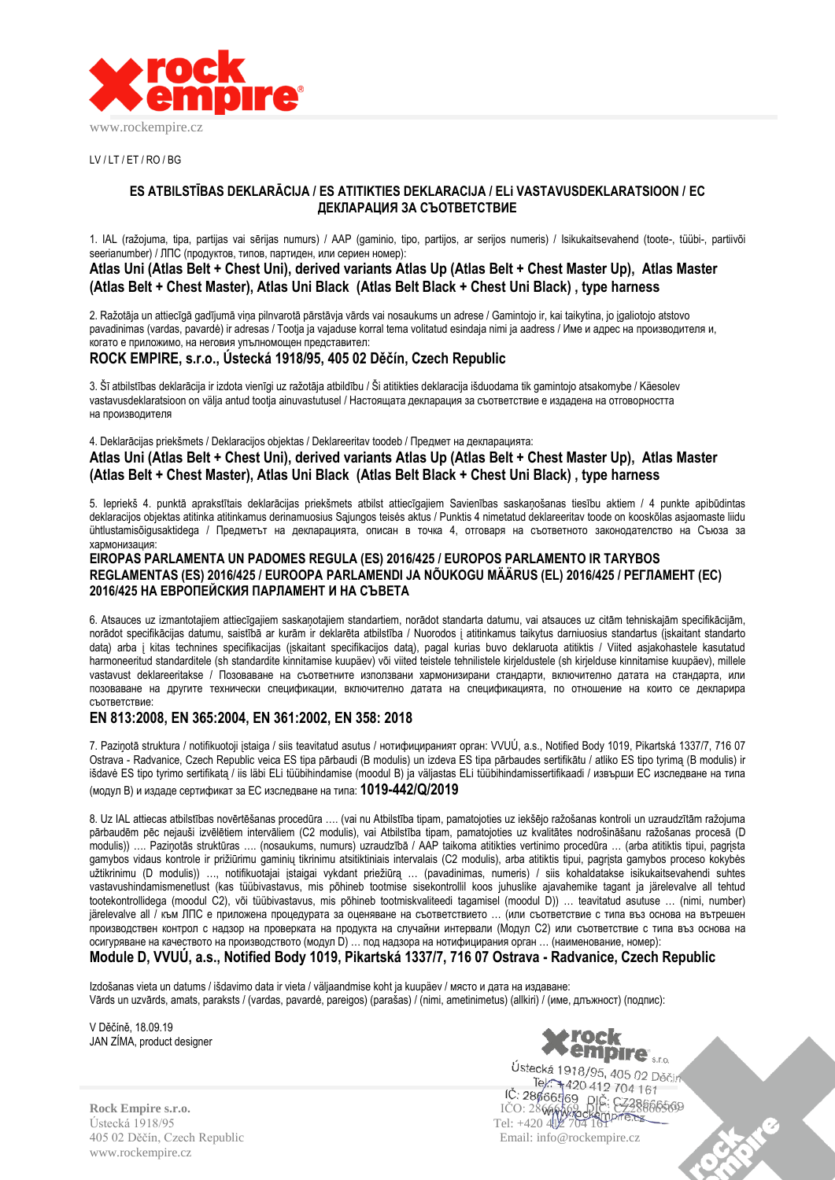www.rockempire.cz

LV / LT / ET / RO / BG

## ES ATBILSTĪBAS DEKLARĀCIJA / ES ATITIKTIES DEKLARACIJA / ELi VASTAVUSDEKLARATSIOON / EC ДЕКЛАРАЦИЯ ЗА СЪОТВЕТСТВИЕ

1. IAL (ražojuma, tipa, partijas vai sērijas numurs) / AAP (gaminio, tipo, partijos, ar serijos numeris) / Isikukaitsevahend (toote-, tüübi-, partiivõi seerianumber) / ЛПС (продуктов, типов, партиден, или сериен номер):

**Atlas Uni (Atlas Belt + Chest Uni), derived variants Atlas Up (Atlas Belt + Chest Master Up), Atlas Master (Atlas Belt + Chest Master), Atlas Uni Black (Atlas Belt Black + Chest Uni Black) , type harness**

2. Ražotāja un attiecīgā gadījumā viņa pilnvarotā pārstāvja vārds vai nosaukums un adrese / Gamintojo ir, kai taikytina, jo įgaliotojo atstovo pavadinimas (vardas, pavardė) ir adresas / Tootja ja vajaduse korral tema volitatud esindaja nimi ja aadress / Име и адрес на производителя и, когато е приложимо, на неговия упълномощен представител:

**ROCK EMPIRE, s.r.o., Ústecká 1918/95, 405 02 Děčín, Czech Republic**

3. Šī atbilstības deklarācija ir izdota vienīgi uz ražotāja atbildību / Ši atitikties deklaracija išduodama tik gamintojo atsakomybe / Käesolev vastavusdeklaratsioon on välja antud tootja ainuvastutusel / Настоящата декларация за съответствие е издадена на отговорността на производителя

4. Deklarācijas priekšmets / Deklaracijos objektas / Deklareeritav toodeb / Предмет на декларацията:

**Atlas Uni (Atlas Belt + Chest Uni), derived variants Atlas Up (Atlas Belt + Chest Master Up), Atlas Master (Atlas Belt + Chest Master), Atlas Uni Black (Atlas Belt Black + Chest Uni Black) , type harness**

5. Iepriekš 4. punktā aprakstītais deklarācijas priekšmets atbilst attiecīgajiem Savienības saskaņošanas tiesību aktiem / 4 punkte apibūdintas deklaracijos objektas atitinka atitinkamus derinamuosius Sąjungos teisės aktus / Punktis 4 nimetatud deklareeritav toode on kooskõlas asjaomaste liidu ühtlustamisõigusaktidega / Предметът на декларацията, описан в точка 4, отговаря на съответното законодателство на Съюза за хармонизация:

**EIROPAS PARLAMENTA UN PADOMES REGULA (ES) 2016/425 / EUROPOS PARLAMENTO IR TARYBOS REGLAMENTAS (ES) 2016/425 / EUROOPA PARLAMENDI JA NÕUKOGU MÄÄRUS (EL) 2016/425 / РЕГЛАМЕНТ (ЕС) 2016/425 НА ЕВРОПЕЙСКИЯ ПАРЛАМЕНТ И НА СЪВЕТА**

6. Atsauces uz izmantotajiem attiecīgajiem saskaņotajiem standartiem, norādot standarta datumu, vai atsauces uz citām tehniskajām specifikācijām, norādot specifikācijas datumu, saistībā ar kurām ir deklarēta atbilstība / Nuorodos į atitinkamus taikytus darniuosius standartus (įskaitant standarto datą) arba į kitas technines specifikacijas (įskaitant specifikacijos datą), pagal kurias buvo deklaruota atitiktis / Viited asjakohastele kasutatud harmoneeritud standarditele (sh standardite kinnitamise kuupäev) või viited teistele tehnilistele kirjeldustele (sh kirjelduse kinnitamise kuupäev), millele vastavust deklareeritakse / Позоваване на съответните използвани хармонизирани стандарти, включително датата на стандарта, или позоваване на другите технически спецификации, включително датата на спецификацията, по отношение на които се декларира съответствие:

**EN 813:2008, EN 365:2004, EN 361:2002, EN 358: 2018**

7. Paziņotā struktūra / notifikuotoji įstaiga / siis teavitatud asutus / нотифицираният орган: VVUÚ, a.s., Notified Body 1019, Pikartská 1337/7, 716 07 Ostrava - Radvanice, Czech Republic veica ES tipa pārbaudi (B modulis) un izdeva ES tipa pārbaudes sertifikātu / atliko ES tipo tyrimą (B modulis) ir išdavė ES tipo tyrimo sertifikatą / iis läbi ELi tüübihindamise (moodul B) ja väljastas ELi tüübihindamissertifikaadi / извърши ЕС изследване на типа (модул В) и издаде сертификат за ЕС изследване на типа: **1019-442/Q/2019**

8. Uz IAL attiecas atbilstības novērtēšanas procedūra …. (vai nu Atbilstība tipam, pamatojoties uz iekšējo ražošanas kontroli un uzraudzītām ražojuma pārbaudēm pēc nejauši izvēlētiem intervāliem (C2 modulis), vai Atbilstība tipam, pamatojoties uz kvalitātes nodrošināšanu ražošanas procesā (D modulis)) …. Paziņotās struktūras …. (nosaukums, numurs) uzraudzībā / AAP taikoma atitikties vertinimo procedūra … (arba atitiktis tipui, pagrįsta gamybos vidaus kontrole ir prižiūrimu gaminių tikrinimu atsitiktiniais intervalais (C2 modulis), arba atitiktis tipui, pagrįsta gamybos proceso kokybės užtikrinimu (D modulis)) …, notifikuotajai įstaigai vykdant priežiūrą … (pavadinimas, numeris) / siis kohaldatakse isikukaitsevahendi suhtes vastavushindamismenetlust (kas tüübivastavus, mis põhineb tootmise sisekontrollil koos juhuslike ajavahemike tagant ja järelevalve all tehtud tootekontrollidega (moodul C2), või tüübivastavus, mis põhineb tootmiskvaliteedi tagamisel (moodul D)) … teavitatud asutuse … (nimi, number) järelevalve all / към ЛПС е приложена процедурата за оценяване на съответствието … (или съответствие с типа въз основа на вътрешен производствен контрол с надзор на проверката на продукта на случайни интервали (Модул С2) или съответствие с типа въз основа на осигуряване на качеството на производството (модул D) … под надзора на нотифицирания орган … (наименование, номер):

**Module D, VVUÚ, a.s., Notified Body 1019, Pikartská 1337/7, 716 07 Ostrava - Radvanice, Czech Republic**

Izdošanas vieta un datums / išdavimo data ir vieta / väljaandmise koht ja kuupäev / място и дата на издаване:
Vārds un uzvārds, amats, paraksts / (vardas, pavardė, pareigos) (parašas) / (nimi, ametinimetus) (allkiri) / (име, длъжност) (подпис):

V Děčíně, 18.09.19
JAN ZÍMA, product designer

Rock Empire s.r.o.
Ústecká 1918/95
405 02 Děčín, Czech Republic
www.rockempire.cz

IČO: 28666569 DIČ: CZ28666569
Tel: +420 412 704 161
Email: info@rockempire.cz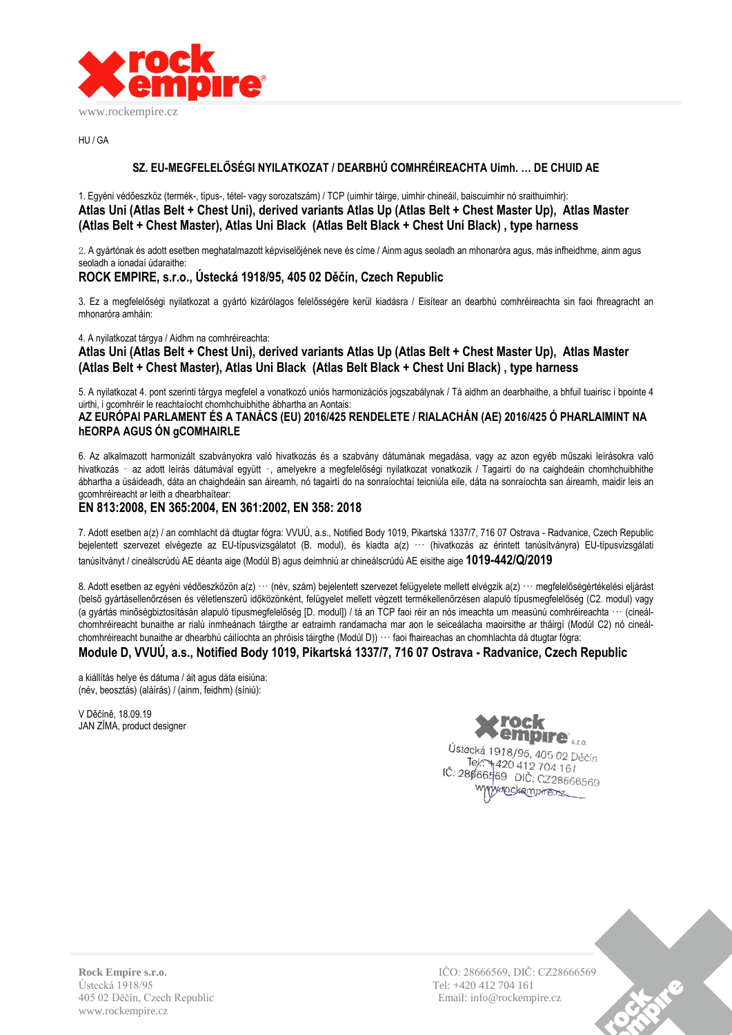HU / GA

## SZ. EU-MEGFELELŐSÉGI NYILATKOZAT / DEARBHÚ COMHRÉIREACHTA Uimh. … DE CHUID AE

1. Egyéni védőeszköz (termék-, típus-, tétel- vagy sorozatszám) / TCP (uimhir táirge, uimhir chineáil, baiscuimhir nó sraithuimhir):

**Atlas Uni (Atlas Belt + Chest Uni), derived variants Atlas Up (Atlas Belt + Chest Master Up), Atlas Master (Atlas Belt + Chest Master), Atlas Uni Black (Atlas Belt Black + Chest Uni Black) , type harness**

2. A gyártónak és adott esetben meghatalmazott képviselőjének neve és címe / Ainm agus seoladh an mhonaróra agus, más infheidhme, ainm agus seoladh a ionadaí údaraithe:

**ROCK EMPIRE, s.r.o., Ústecká 1918/95, 405 02 Děčín, Czech Republic**

3. Ez a megfelelőségi nyilatkozat a gyártó kizárólagos felelősségére kerül kiadásra / Eisítear an dearbhú comhréireachta sin faoi fhreagracht an mhonaróra amháin:

4. A nyilatkozat tárgya / Aidhm na comhréireachta:

**Atlas Uni (Atlas Belt + Chest Uni), derived variants Atlas Up (Atlas Belt + Chest Master Up), Atlas Master (Atlas Belt + Chest Master), Atlas Uni Black (Atlas Belt Black + Chest Uni Black) , type harness**

5. A nyilatkozat 4. pont szerinti tárgya megfelel a vonatkozó uniós harmonizációs jogszabálynak / Tá aidhm an dearbhaithe, a bhfuil tuairisc i bpointe 4 uirthi, i gcomhréir le reachtaíocht chomhchuibhithe ábhartha an Aontais:

**AZ EURÓPAI PARLAMENT ÉS A TANÁCS (EU) 2016/425 RENDELETE / RIALACHÁN (AE) 2016/425 Ó PHARLAIMINT NA hEORPA AGUS ÓN gCOMHAIRLE**

6. Az alkalmazott harmonizált szabványokra való hivatkozás és a szabvány dátumának megadása, vagy az azon egyéb műszaki leírásokra való hivatkozás – az adott leírás dátumával együtt –, amelyekre a megfelelőségi nyilatkozat vonatkozik / Tagairtí do na caighdeáin chomhchuibhithe ábhartha a úsáideadh, dáta an chaighdeáin san áireamh, nó tagairtí do na sonraíochtaí teicniúla eile, dáta na sonraíochta san áireamh, maidir leis an gcomhréireacht ar leith a dhearbhaítear:

**EN 813:2008, EN 365:2004, EN 361:2002, EN 358: 2018**

7. Adott esetben a(z) / an comhlacht dá dtugtar fógra: VVUÚ, a.s., Notified Body 1019, Pikartská 1337/7, 716 07 Ostrava - Radvanice, Czech Republic bejelentett szervezet elvégezte az EU-típusvizsgálatot (B. modul), és kiadta a(z) … (hivatkozás az érintett tanúsítványra) EU-típusvizsgálati tanúsítványt / cineálscrúdú AE déanta aige (Modúl B) agus deimhniú ar chineálscrúdú AE eisithe aige **1019-442/Q/2019**

8. Adott esetben az egyéni védőeszközön a(z) … (név, szám) bejelentett szervezet felügyelete mellett elvégzik a(z) … megfelelőségértékelési eljárást (belső gyártásellenőrzésen és véletlenszerű időközönként, felügyelet mellett végzett termékellenőrzésen alapuló típusmegfelelőség (C2. modul) vagy (a gyártás minőségbiztosításán alapuló típusmegfelelőség [D. modul]) / tá an TCP faoi réir an nós imeachta um measúnú comhréireachta … (cineál-chomhréireacht bunaithe ar rialú inmheánach táirgthe ar eatraimh randamacha mar aon le seiceálacha maoirsithe ar tháirgí (Modúl C2) nó cineál-chomhréireacht bunaithe ar dhearbhú cáilíochta an phróisis táirgthe (Modúl D)) … faoi fhaireachas an chomhlachta dá dtugtar fógra:

**Module D, VVUÚ, a.s., Notified Body 1019, Pikartská 1337/7, 716 07 Ostrava - Radvanice, Czech Republic**

a kiállítás helye és dátuma / áit agus dáta eisiúna:
(név, beosztás) (aláírás) / (ainm, feidhm) (síniú):

V Děčíně, 18.09.19
JAN ZÍMA, product designer

rock empire s.r.o.
Ústecká 1918/95, 405 02 Děčín
Tel.: +420 412 704 161
IČ: 28666569 DIČ: CZ28666569
www.rockempire.cz